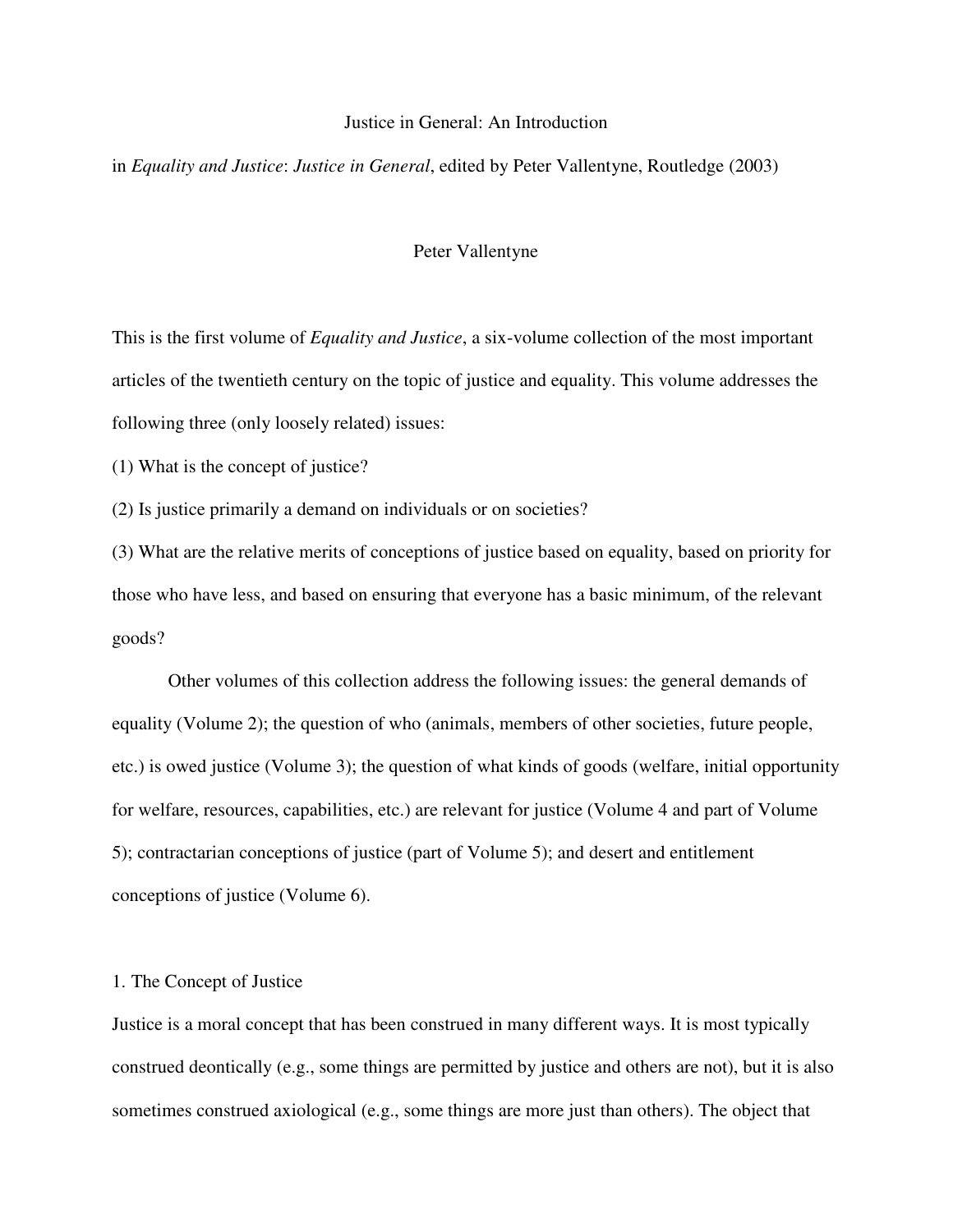# Justice in General: An Introduction

in *Equality and Justice*: *Justice in General*, edited by Peter Vallentyne, Routledge (2003)

Peter Vallentyne

This is the first volume of *Equality and Justice*, a six-volume collection of the most important articles of the twentieth century on the topic of justice and equality. This volume addresses the following three (only loosely related) issues:

(1) What is the concept of justice?

(2) Is justice primarily a demand on individuals or on societies?

(3) What are the relative merits of conceptions of justice based on equality, based on priority for those who have less, and based on ensuring that everyone has a basic minimum, of the relevant goods?

Other volumes of this collection address the following issues: the general demands of equality (Volume 2); the question of who (animals, members of other societies, future people, etc.) is owed justice (Volume 3); the question of what kinds of goods (welfare, initial opportunity for welfare, resources, capabilities, etc.) are relevant for justice (Volume 4 and part of Volume 5); contractarian conceptions of justice (part of Volume 5); and desert and entitlement conceptions of justice (Volume 6).

## 1. The Concept of Justice

Justice is a moral concept that has been construed in many different ways. It is most typically construed deontically (e.g., some things are permitted by justice and others are not), but it is also sometimes construed axiological (e.g., some things are more just than others). The object that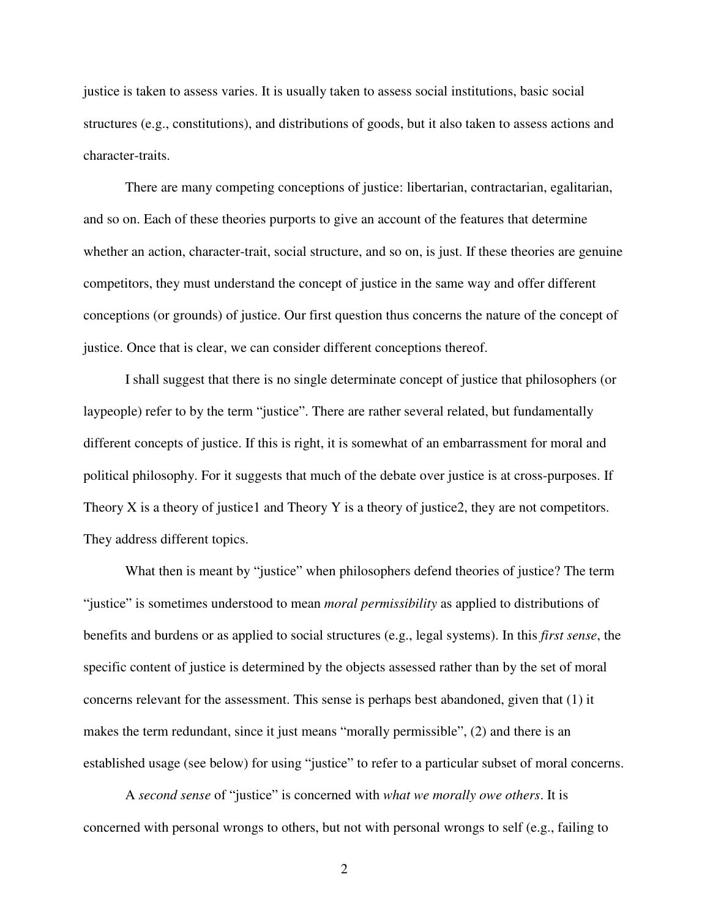justice is taken to assess varies. It is usually taken to assess social institutions, basic social structures (e.g., constitutions), and distributions of goods, but it also taken to assess actions and character-traits.

There are many competing conceptions of justice: libertarian, contractarian, egalitarian, and so on. Each of these theories purports to give an account of the features that determine whether an action, character-trait, social structure, and so on, is just. If these theories are genuine competitors, they must understand the concept of justice in the same way and offer different conceptions (or grounds) of justice. Our first question thus concerns the nature of the concept of justice. Once that is clear, we can consider different conceptions thereof.

I shall suggest that there is no single determinate concept of justice that philosophers (or laypeople) refer to by the term “justice”. There are rather several related, but fundamentally different concepts of justice. If this is right, it is somewhat of an embarrassment for moral and political philosophy. For it suggests that much of the debate over justice is at cross-purposes. If Theory X is a theory of justice1 and Theory Y is a theory of justice2, they are not competitors. They address different topics.

What then is meant by “justice” when philosophers defend theories of justice? The term “justice” is sometimes understood to mean *moral permissibility* as applied to distributions of benefits and burdens or as applied to social structures (e.g., legal systems). In this *first sense*, the specific content of justice is determined by the objects assessed rather than by the set of moral concerns relevant for the assessment. This sense is perhaps best abandoned, given that (1) it makes the term redundant, since it just means “morally permissible”, (2) and there is an established usage (see below) for using “justice” to refer to a particular subset of moral concerns.

A *second sense* of “justice” is concerned with *what we morally owe others*. It is concerned with personal wrongs to others, but not with personal wrongs to self (e.g., failing to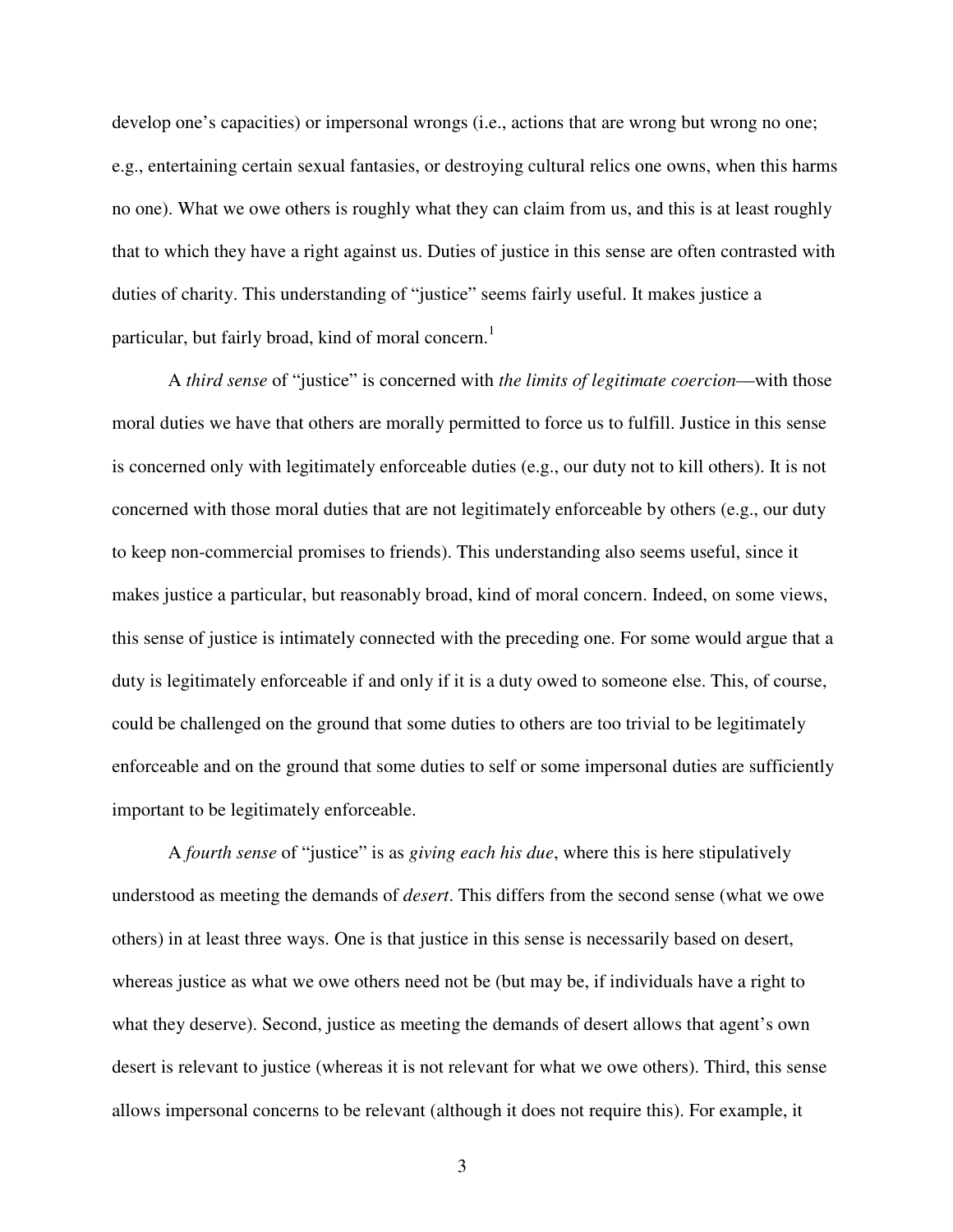develop one's capacities) or impersonal wrongs (i.e., actions that are wrong but wrong no one; e.g., entertaining certain sexual fantasies, or destroying cultural relics one owns, when this harms no one). What we owe others is roughly what they can claim from us, and this is at least roughly that to which they have a right against us. Duties of justice in this sense are often contrasted with duties of charity. This understanding of "justice" seems fairly useful. It makes justice a particular, but fairly broad, kind of moral concern.[1]

A *third sense* of "justice" is concerned with *the limits of legitimate coercion*—with those moral duties we have that others are morally permitted to force us to fulfill. Justice in this sense is concerned only with legitimately enforceable duties (e.g., our duty not to kill others). It is not concerned with those moral duties that are not legitimately enforceable by others (e.g., our duty to keep non-commercial promises to friends). This understanding also seems useful, since it makes justice a particular, but reasonably broad, kind of moral concern. Indeed, on some views, this sense of justice is intimately connected with the preceding one. For some would argue that a duty is legitimately enforceable if and only if it is a duty owed to someone else. This, of course, could be challenged on the ground that some duties to others are too trivial to be legitimately enforceable and on the ground that some duties to self or some impersonal duties are sufficiently important to be legitimately enforceable.

A *fourth sense* of "justice" is as *giving each his due*, where this is here stipulatively understood as meeting the demands of *desert*. This differs from the second sense (what we owe others) in at least three ways. One is that justice in this sense is necessarily based on desert, whereas justice as what we owe others need not be (but may be, if individuals have a right to what they deserve). Second, justice as meeting the demands of desert allows that agent's own desert is relevant to justice (whereas it is not relevant for what we owe others). Third, this sense allows impersonal concerns to be relevant (although it does not require this). For example, it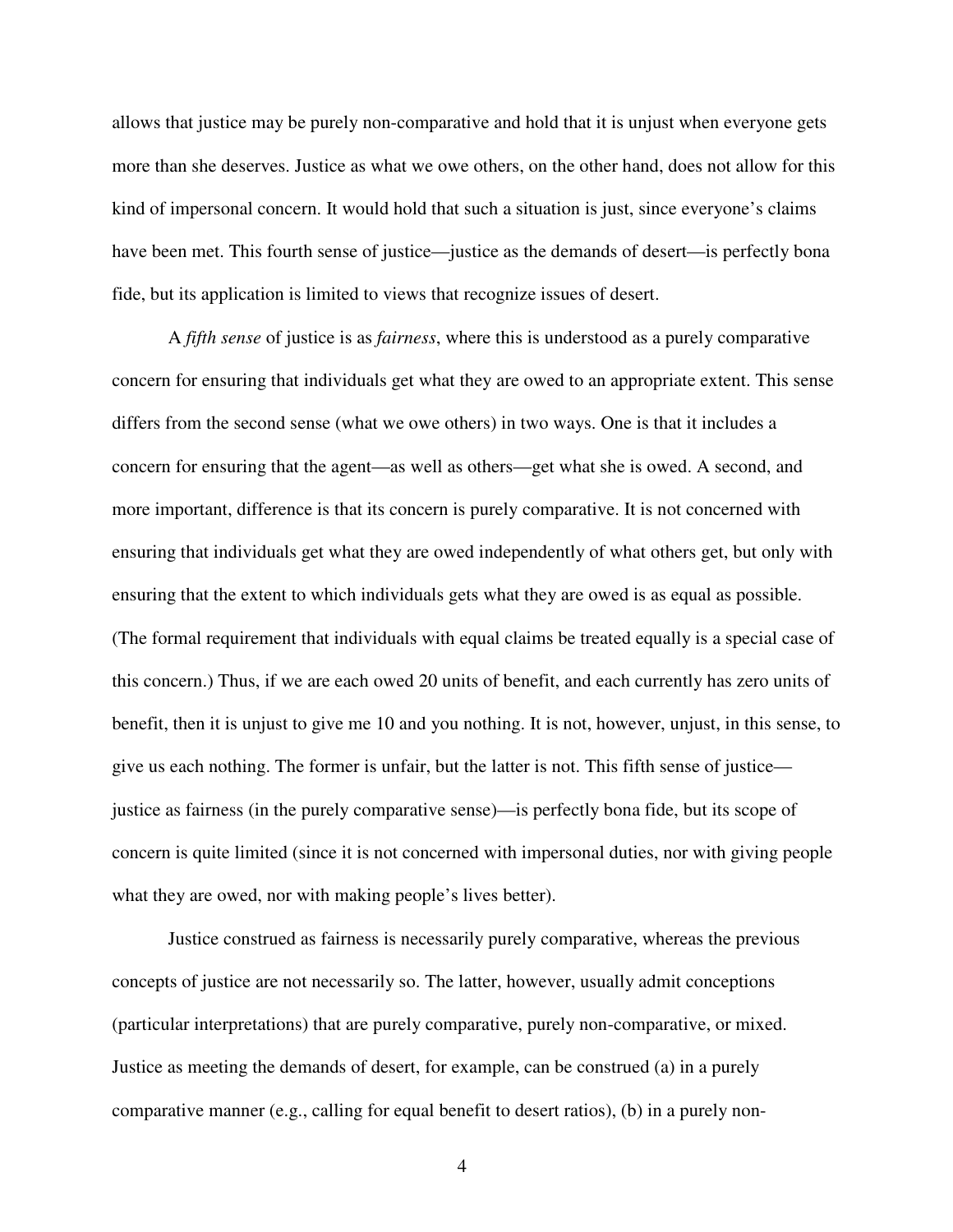allows that justice may be purely non-comparative and hold that it is unjust when everyone gets more than she deserves. Justice as what we owe others, on the other hand, does not allow for this kind of impersonal concern. It would hold that such a situation is just, since everyone's claims have been met. This fourth sense of justice—justice as the demands of desert—is perfectly bona fide, but its application is limited to views that recognize issues of desert.

A *fifth sense* of justice is as *fairness*, where this is understood as a purely comparative concern for ensuring that individuals get what they are owed to an appropriate extent. This sense differs from the second sense (what we owe others) in two ways. One is that it includes a concern for ensuring that the agent—as well as others—get what she is owed. A second, and more important, difference is that its concern is purely comparative. It is not concerned with ensuring that individuals get what they are owed independently of what others get, but only with ensuring that the extent to which individuals gets what they are owed is as equal as possible. (The formal requirement that individuals with equal claims be treated equally is a special case of this concern.) Thus, if we are each owed 20 units of benefit, and each currently has zero units of benefit, then it is unjust to give me 10 and you nothing. It is not, however, unjust, in this sense, to give us each nothing. The former is unfair, but the latter is not. This fifth sense of justice—justice as fairness (in the purely comparative sense)—is perfectly bona fide, but its scope of concern is quite limited (since it is not concerned with impersonal duties, nor with giving people what they are owed, nor with making people's lives better).

Justice construed as fairness is necessarily purely comparative, whereas the previous concepts of justice are not necessarily so. The latter, however, usually admit conceptions (particular interpretations) that are purely comparative, purely non-comparative, or mixed. Justice as meeting the demands of desert, for example, can be construed (a) in a purely comparative manner (e.g., calling for equal benefit to desert ratios), (b) in a purely non-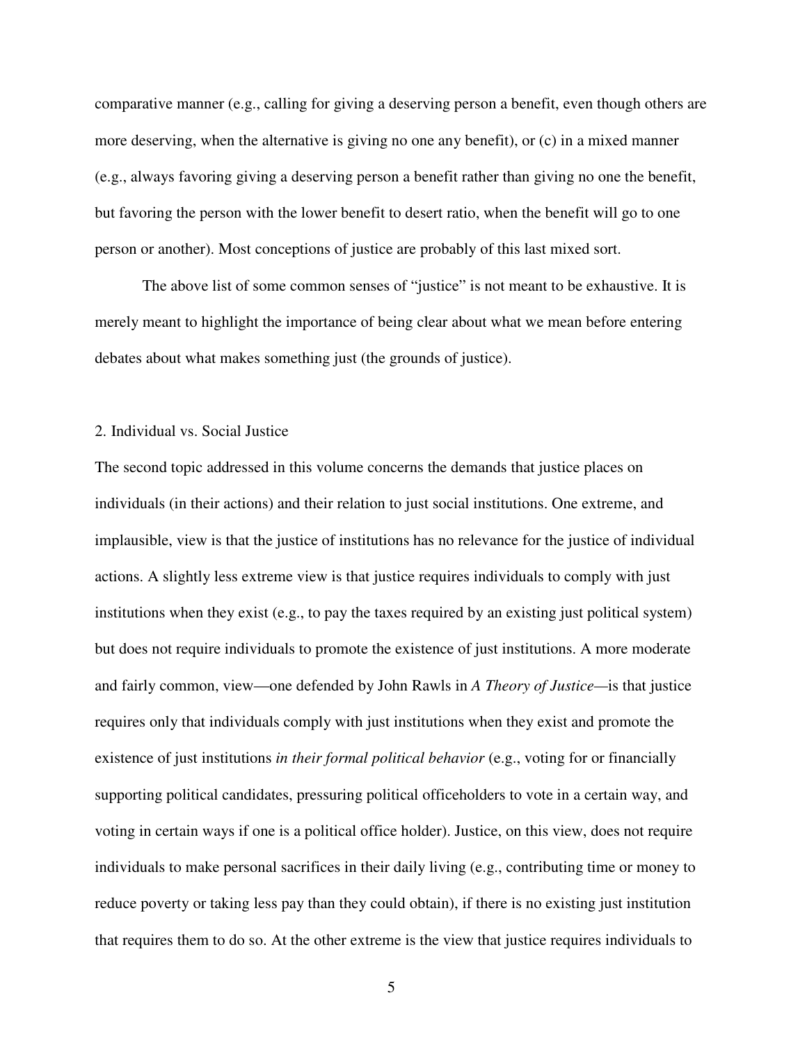comparative manner (e.g., calling for giving a deserving person a benefit, even though others are more deserving, when the alternative is giving no one any benefit), or (c) in a mixed manner (e.g., always favoring giving a deserving person a benefit rather than giving no one the benefit, but favoring the person with the lower benefit to desert ratio, when the benefit will go to one person or another). Most conceptions of justice are probably of this last mixed sort.

The above list of some common senses of "justice" is not meant to be exhaustive. It is merely meant to highlight the importance of being clear about what we mean before entering debates about what makes something just (the grounds of justice).

## 2. Individual vs. Social Justice

The second topic addressed in this volume concerns the demands that justice places on individuals (in their actions) and their relation to just social institutions. One extreme, and implausible, view is that the justice of institutions has no relevance for the justice of individual actions. A slightly less extreme view is that justice requires individuals to comply with just institutions when they exist (e.g., to pay the taxes required by an existing just political system) but does not require individuals to promote the existence of just institutions. A more moderate and fairly common, view—one defended by John Rawls in *A Theory of Justice*—is that justice requires only that individuals comply with just institutions when they exist and promote the existence of just institutions *in their formal political behavior* (e.g., voting for or financially supporting political candidates, pressuring political officeholders to vote in a certain way, and voting in certain ways if one is a political office holder). Justice, on this view, does not require individuals to make personal sacrifices in their daily living (e.g., contributing time or money to reduce poverty or taking less pay than they could obtain), if there is no existing just institution that requires them to do so. At the other extreme is the view that justice requires individuals to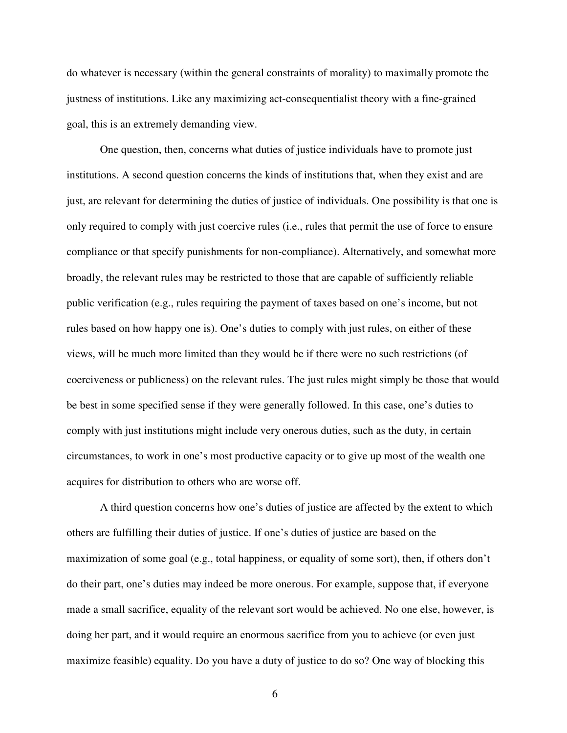do whatever is necessary (within the general constraints of morality) to maximally promote the justness of institutions. Like any maximizing act-consequentialist theory with a fine-grained goal, this is an extremely demanding view.

One question, then, concerns what duties of justice individuals have to promote just institutions. A second question concerns the kinds of institutions that, when they exist and are just, are relevant for determining the duties of justice of individuals. One possibility is that one is only required to comply with just coercive rules (i.e., rules that permit the use of force to ensure compliance or that specify punishments for non-compliance). Alternatively, and somewhat more broadly, the relevant rules may be restricted to those that are capable of sufficiently reliable public verification (e.g., rules requiring the payment of taxes based on one's income, but not rules based on how happy one is). One's duties to comply with just rules, on either of these views, will be much more limited than they would be if there were no such restrictions (of coerciveness or publicness) on the relevant rules. The just rules might simply be those that would be best in some specified sense if they were generally followed. In this case, one's duties to comply with just institutions might include very onerous duties, such as the duty, in certain circumstances, to work in one's most productive capacity or to give up most of the wealth one acquires for distribution to others who are worse off.

A third question concerns how one's duties of justice are affected by the extent to which others are fulfilling their duties of justice. If one's duties of justice are based on the maximization of some goal (e.g., total happiness, or equality of some sort), then, if others don't do their part, one's duties may indeed be more onerous. For example, suppose that, if everyone made a small sacrifice, equality of the relevant sort would be achieved. No one else, however, is doing her part, and it would require an enormous sacrifice from you to achieve (or even just maximize feasible) equality. Do you have a duty of justice to do so? One way of blocking this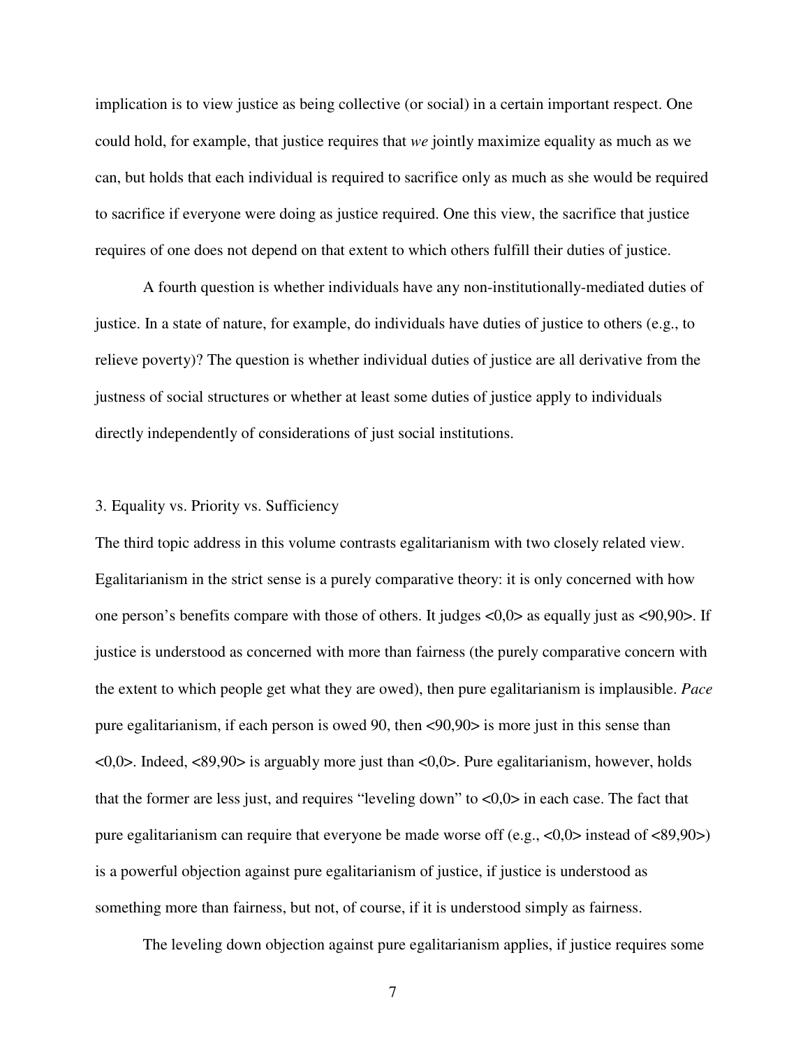implication is to view justice as being collective (or social) in a certain important respect. One could hold, for example, that justice requires that *we* jointly maximize equality as much as we can, but holds that each individual is required to sacrifice only as much as she would be required to sacrifice if everyone were doing as justice required. One this view, the sacrifice that justice requires of one does not depend on that extent to which others fulfill their duties of justice.

A fourth question is whether individuals have any non-institutionally-mediated duties of justice. In a state of nature, for example, do individuals have duties of justice to others (e.g., to relieve poverty)? The question is whether individual duties of justice are all derivative from the justness of social structures or whether at least some duties of justice apply to individuals directly independently of considerations of just social institutions.

3. Equality vs. Priority vs. Sufficiency

The third topic address in this volume contrasts egalitarianism with two closely related view. Egalitarianism in the strict sense is a purely comparative theory: it is only concerned with how one person's benefits compare with those of others. It judges <0,0> as equally just as <90,90>. If justice is understood as concerned with more than fairness (the purely comparative concern with the extent to which people get what they are owed), then pure egalitarianism is implausible. *Pace* pure egalitarianism, if each person is owed 90, then <90,90> is more just in this sense than <0,0>. Indeed, <89,90> is arguably more just than <0,0>. Pure egalitarianism, however, holds that the former are less just, and requires "leveling down" to <0,0> in each case. The fact that pure egalitarianism can require that everyone be made worse off (e.g., <0,0> instead of <89,90>) is a powerful objection against pure egalitarianism of justice, if justice is understood as something more than fairness, but not, of course, if it is understood simply as fairness.

The leveling down objection against pure egalitarianism applies, if justice requires some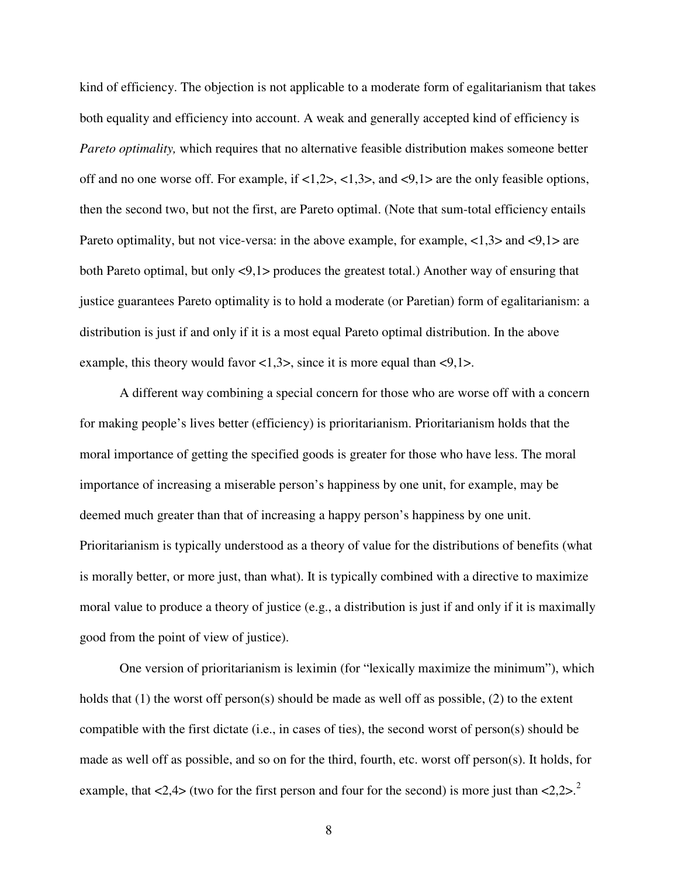kind of efficiency. The objection is not applicable to a moderate form of egalitarianism that takes both equality and efficiency into account. A weak and generally accepted kind of efficiency is *Pareto optimality,* which requires that no alternative feasible distribution makes someone better off and no one worse off. For example, if <1,2>, <1,3>, and <9,1> are the only feasible options, then the second two, but not the first, are Pareto optimal. (Note that sum-total efficiency entails Pareto optimality, but not vice-versa: in the above example, for example, <1,3> and <9,1> are both Pareto optimal, but only <9,1> produces the greatest total.) Another way of ensuring that justice guarantees Pareto optimality is to hold a moderate (or Paretian) form of egalitarianism: a distribution is just if and only if it is a most equal Pareto optimal distribution. In the above example, this theory would favor <1,3>, since it is more equal than <9,1>.

A different way combining a special concern for those who are worse off with a concern for making people's lives better (efficiency) is prioritarianism. Prioritarianism holds that the moral importance of getting the specified goods is greater for those who have less. The moral importance of increasing a miserable person's happiness by one unit, for example, may be deemed much greater than that of increasing a happy person's happiness by one unit. Prioritarianism is typically understood as a theory of value for the distributions of benefits (what is morally better, or more just, than what). It is typically combined with a directive to maximize moral value to produce a theory of justice (e.g., a distribution is just if and only if it is maximally good from the point of view of justice).

One version of prioritarianism is leximin (for "lexically maximize the minimum"), which holds that (1) the worst off person(s) should be made as well off as possible, (2) to the extent compatible with the first dictate (i.e., in cases of ties), the second worst of person(s) should be made as well off as possible, and so on for the third, fourth, etc. worst off person(s). It holds, for example, that <2,4> (two for the first person and four for the second) is more just than <2,2>.[2]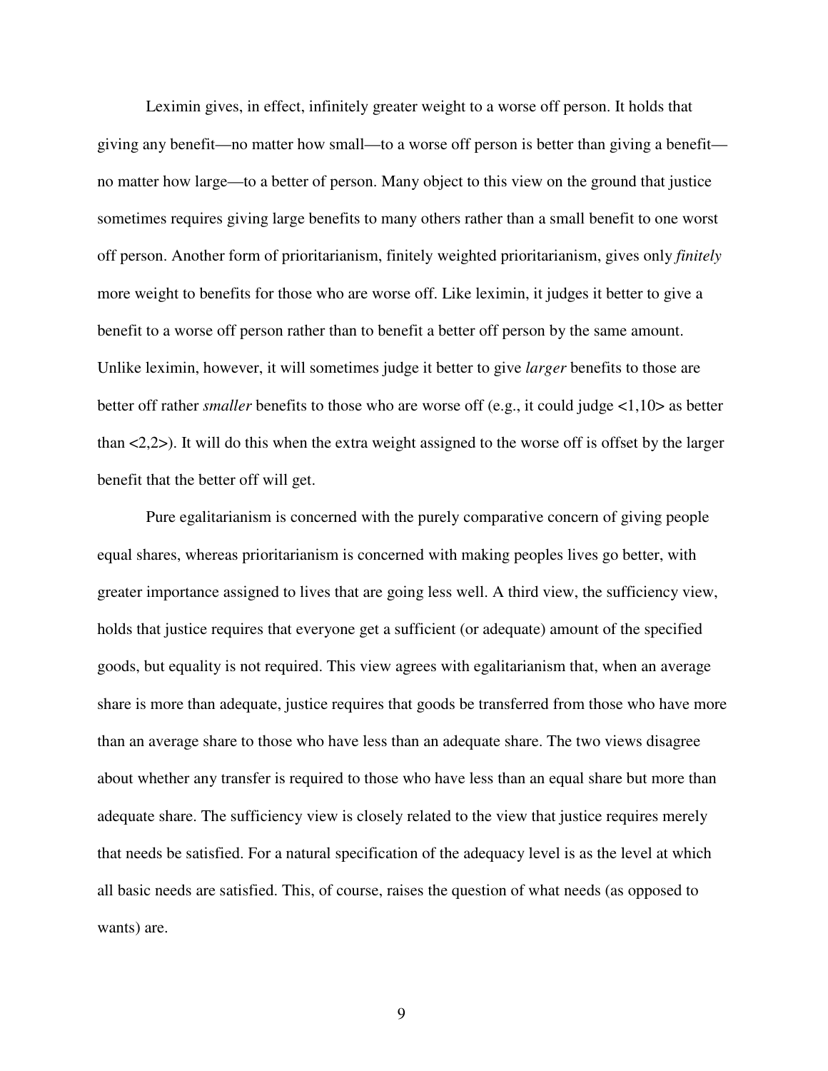Leximin gives, in effect, infinitely greater weight to a worse off person. It holds that giving any benefit—no matter how small—to a worse off person is better than giving a benefit—no matter how large—to a better of person. Many object to this view on the ground that justice sometimes requires giving large benefits to many others rather than a small benefit to one worst off person. Another form of prioritarianism, finitely weighted prioritarianism, gives only *finitely* more weight to benefits for those who are worse off. Like leximin, it judges it better to give a benefit to a worse off person rather than to benefit a better off person by the same amount. Unlike leximin, however, it will sometimes judge it better to give *larger* benefits to those are better off rather *smaller* benefits to those who are worse off (e.g., it could judge <1,10> as better than <2,2>). It will do this when the extra weight assigned to the worse off is offset by the larger benefit that the better off will get.

Pure egalitarianism is concerned with the purely comparative concern of giving people equal shares, whereas prioritarianism is concerned with making peoples lives go better, with greater importance assigned to lives that are going less well. A third view, the sufficiency view, holds that justice requires that everyone get a sufficient (or adequate) amount of the specified goods, but equality is not required. This view agrees with egalitarianism that, when an average share is more than adequate, justice requires that goods be transferred from those who have more than an average share to those who have less than an adequate share. The two views disagree about whether any transfer is required to those who have less than an equal share but more than adequate share. The sufficiency view is closely related to the view that justice requires merely that needs be satisfied. For a natural specification of the adequacy level is as the level at which all basic needs are satisfied. This, of course, raises the question of what needs (as opposed to wants) are.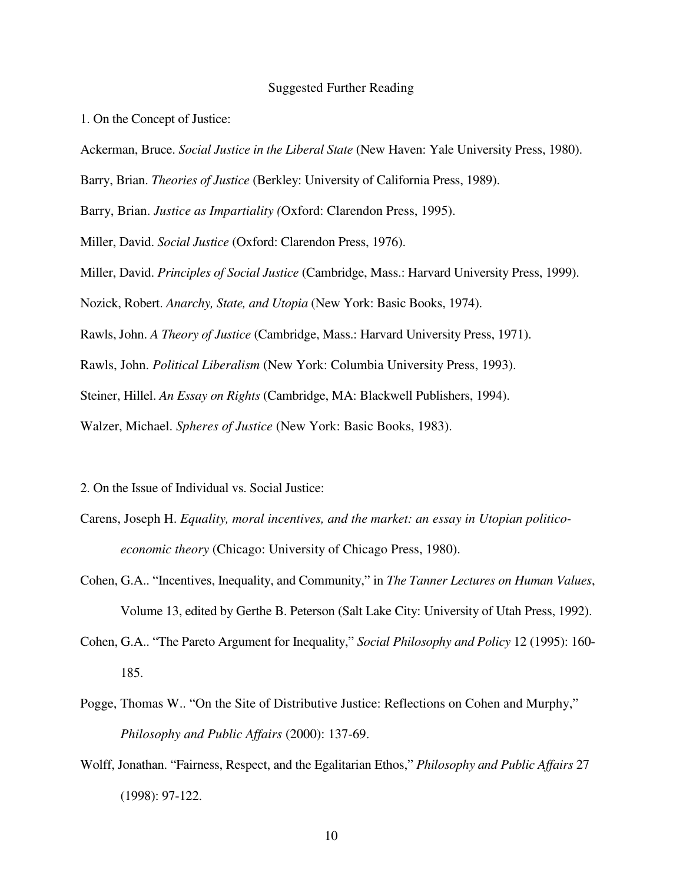## Suggested Further Reading

1. On the Concept of Justice:

Ackerman, Bruce. *Social Justice in the Liberal State* (New Haven: Yale University Press, 1980).

Barry, Brian. *Theories of Justice* (Berkley: University of California Press, 1989).

Barry, Brian. *Justice as Impartiality (*Oxford: Clarendon Press, 1995).

Miller, David. *Social Justice* (Oxford: Clarendon Press, 1976).

Miller, David. *Principles of Social Justice* (Cambridge, Mass.: Harvard University Press, 1999).

Nozick, Robert. *Anarchy, State, and Utopia* (New York: Basic Books, 1974).

Rawls, John. *A Theory of Justice* (Cambridge, Mass.: Harvard University Press, 1971).

Rawls, John. *Political Liberalism* (New York: Columbia University Press, 1993).

Steiner, Hillel. *An Essay on Rights* (Cambridge, MA: Blackwell Publishers, 1994).

Walzer, Michael. *Spheres of Justice* (New York: Basic Books, 1983).

2. On the Issue of Individual vs. Social Justice:

Carens, Joseph H. *Equality, moral incentives, and the market: an essay in Utopian politico-economic theory* (Chicago: University of Chicago Press, 1980).

Cohen, G.A.. "Incentives, Inequality, and Community," in *The Tanner Lectures on Human Values*, Volume 13, edited by Gerthe B. Peterson (Salt Lake City: University of Utah Press, 1992).

Cohen, G.A.. "The Pareto Argument for Inequality," *Social Philosophy and Policy* 12 (1995): 160-185.

Pogge, Thomas W.. "On the Site of Distributive Justice: Reflections on Cohen and Murphy," *Philosophy and Public Affairs* (2000): 137-69.

Wolff, Jonathan. "Fairness, Respect, and the Egalitarian Ethos," *Philosophy and Public Affairs* 27 (1998): 97-122.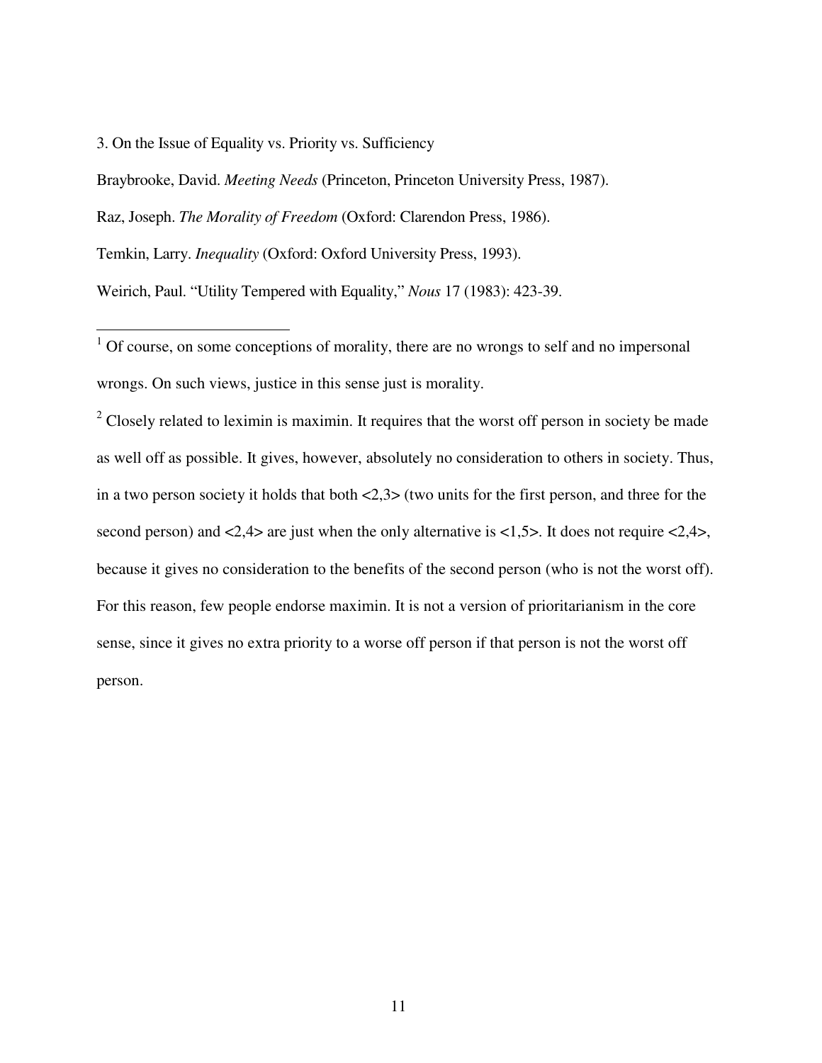3. On the Issue of Equality vs. Priority vs. Sufficiency

Braybrooke, David. *Meeting Needs* (Princeton, Princeton University Press, 1987).

Raz, Joseph. *The Morality of Freedom* (Oxford: Clarendon Press, 1986).

Temkin, Larry. *Inequality* (Oxford: Oxford University Press, 1993).

Weirich, Paul. "Utility Tempered with Equality," *Nous* 17 (1983): 423-39.

---

[1] Of course, on some conceptions of morality, there are no wrongs to self and no impersonal wrongs. On such views, justice in this sense just is morality.

[2] Closely related to leximin is maximin. It requires that the worst off person in society be made as well off as possible. It gives, however, absolutely no consideration to others in society. Thus, in a two person society it holds that both <2,3> (two units for the first person, and three for the second person) and <2,4> are just when the only alternative is <1,5>. It does not require <2,4>, because it gives no consideration to the benefits of the second person (who is not the worst off). For this reason, few people endorse maximin. It is not a version of prioritarianism in the core sense, since it gives no extra priority to a worse off person if that person is not the worst off person.